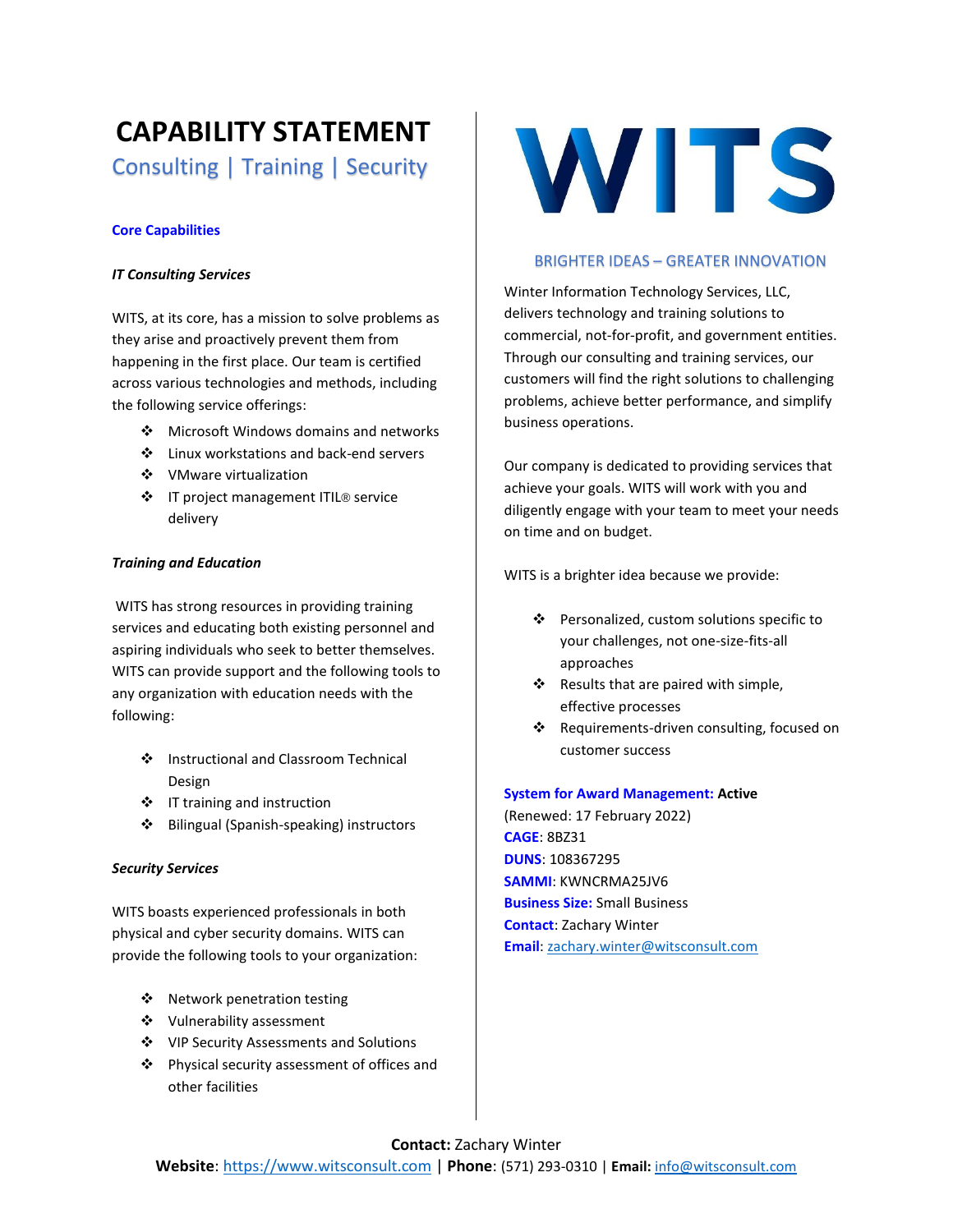# CAPABILITY STATEMENT

## Consulting | Training | Security

### Core Capabilities

***IT Consulting Services***

WITS, at its core, has a mission to solve problems as they arise and proactively prevent them from happening in the first place. Our team is certified across various technologies and methods, including the following service offerings:

- Microsoft Windows domains and networks
- Linux workstations and back-end servers
- VMware virtualization
- IT project management ITIL® service delivery

***Training and Education***

WITS has strong resources in providing training services and educating both existing personnel and aspiring individuals who seek to better themselves. WITS can provide support and the following tools to any organization with education needs with the following:

- Instructional and Classroom Technical Design
- IT training and instruction
- Bilingual (Spanish-speaking) instructors

***Security Services***

WITS boasts experienced professionals in both physical and cyber security domains. WITS can provide the following tools to your organization:

- Network penetration testing
- Vulnerability assessment
- VIP Security Assessments and Solutions
- Physical security assessment of offices and other facilities

# WITS

BRIGHTER IDEAS – GREATER INNOVATION

Winter Information Technology Services, LLC, delivers technology and training solutions to commercial, not-for-profit, and government entities. Through our consulting and training services, our customers will find the right solutions to challenging problems, achieve better performance, and simplify business operations.

Our company is dedicated to providing services that achieve your goals. WITS will work with you and diligently engage with your team to meet your needs on time and on budget.

WITS is a brighter idea because we provide:

- Personalized, custom solutions specific to your challenges, not one-size-fits-all approaches
- Results that are paired with simple, effective processes
- Requirements-driven consulting, focused on customer success

**System for Award Management: Active**
(Renewed: 17 February 2022)
**CAGE**: 8BZ31
**DUNS**: 108367295
**SAMMI**: KWNCRMA25JV6
**Business Size:** Small Business
**Contact**: Zachary Winter
**Email**: zachary.winter@witsconsult.com

**Contact:** Zachary Winter
**Website**: https://www.witsconsult.com | **Phone**: (571) 293-0310 | **Email:** info@witsconsult.com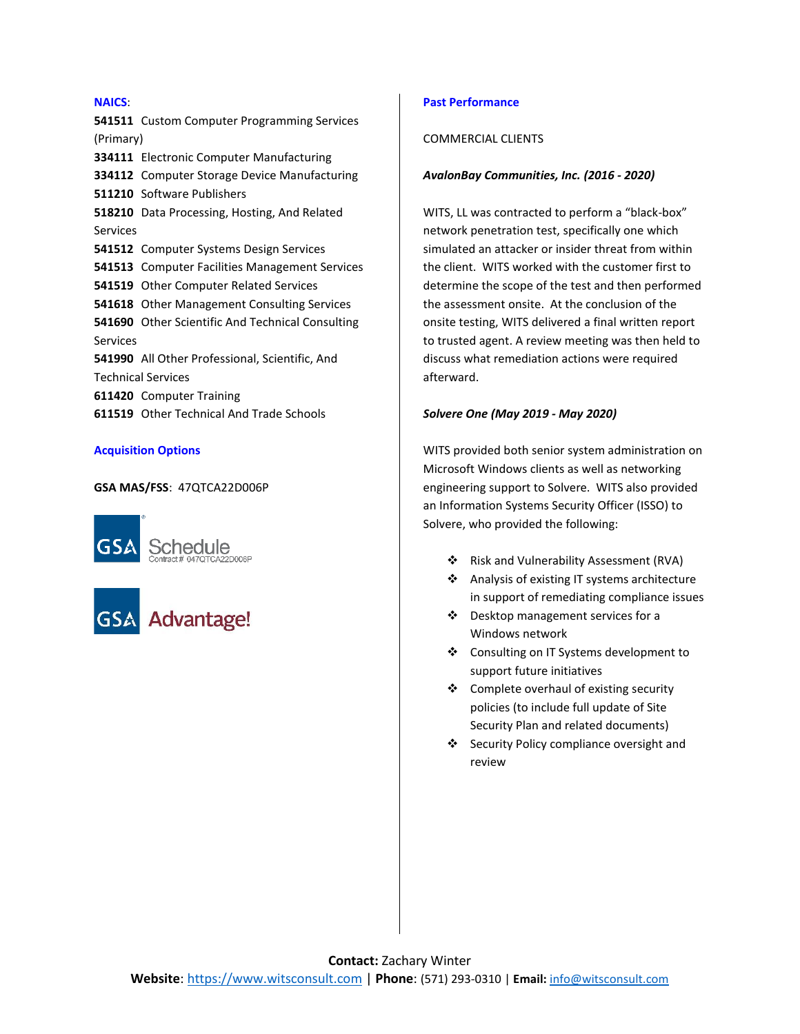## NAICS:

**541511** Custom Computer Programming Services (Primary)
**334111** Electronic Computer Manufacturing
**334112** Computer Storage Device Manufacturing
**511210** Software Publishers
**518210** Data Processing, Hosting, And Related Services
**541512** Computer Systems Design Services
**541513** Computer Facilities Management Services
**541519** Other Computer Related Services
**541618** Other Management Consulting Services
**541690** Other Scientific And Technical Consulting Services
**541990** All Other Professional, Scientific, And Technical Services
**611420** Computer Training
**611519** Other Technical And Trade Schools

## Acquisition Options

**GSA MAS/FSS**: 47QTCA22D006P

GSA Schedule
Contract # 047QTCA22D006P

GSA Advantage!

## Past Performance

COMMERCIAL CLIENTS

***AvalonBay Communities, Inc. (2016 - 2020)***

WITS, LL was contracted to perform a "black-box" network penetration test, specifically one which simulated an attacker or insider threat from within the client. WITS worked with the customer first to determine the scope of the test and then performed the assessment onsite. At the conclusion of the onsite testing, WITS delivered a final written report to trusted agent. A review meeting was then held to discuss what remediation actions were required afterward.

***Solvere One (May 2019 - May 2020)***

WITS provided both senior system administration on Microsoft Windows clients as well as networking engineering support to Solvere. WITS also provided an Information Systems Security Officer (ISSO) to Solvere, who provided the following:

- Risk and Vulnerability Assessment (RVA)
- Analysis of existing IT systems architecture in support of remediating compliance issues
- Desktop management services for a Windows network
- Consulting on IT Systems development to support future initiatives
- Complete overhaul of existing security policies (to include full update of Site Security Plan and related documents)
- Security Policy compliance oversight and review

**Contact:** Zachary Winter
**Website**: https://www.witsconsult.com | **Phone**: (571) 293-0310 | **Email:** info@witsconsult.com